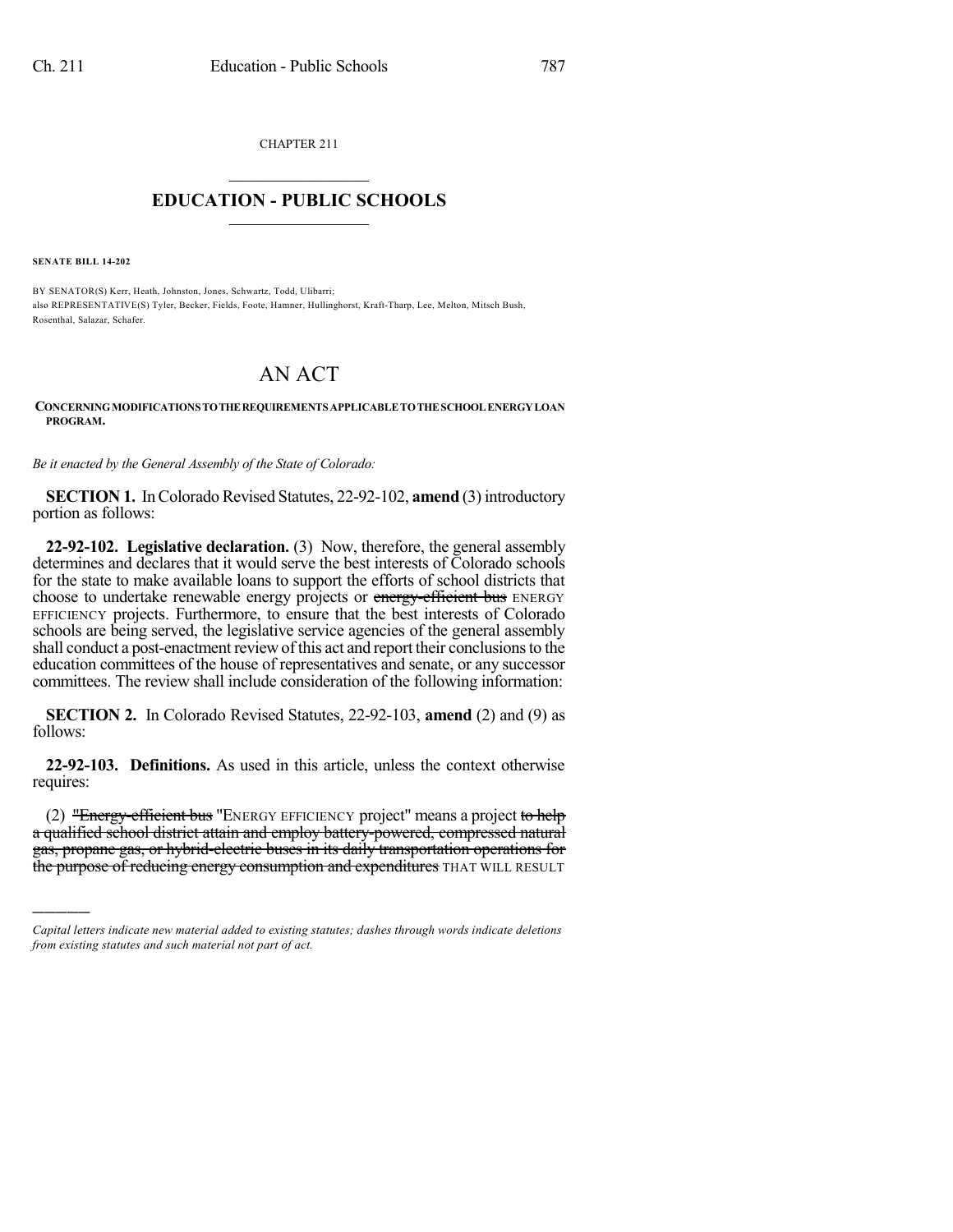CHAPTER 211

# EDUCATION - PUBLIC SCHOOLS

**SENATE BILL 14-202**

BY SENATOR(S) Kerr, Heath, Johnston, Jones, Schwartz, Todd, Ulibarri;
also REPRESENTATIVE(S) Tyler, Becker, Fields, Foote, Hamner, Hullinghorst, Kraft-Tharp, Lee, Melton, Mitsch Bush, Rosenthal, Salazar, Schafer.

# AN ACT

**CONCERNING MODIFICATIONS TO THE REQUIREMENTS APPLICABLE TO THE SCHOOL ENERGY LOAN PROGRAM.**

*Be it enacted by the General Assembly of the State of Colorado:*

**SECTION 1.** In Colorado Revised Statutes, 22-92-102, **amend** (3) introductory portion as follows:

**22-92-102. Legislative declaration.** (3) Now, therefore, the general assembly determines and declares that it would serve the best interests of Colorado schools for the state to make available loans to support the efforts of school districts that choose to undertake renewable energy projects or ~~energy-efficient bus~~ ENERGY EFFICIENCY projects. Furthermore, to ensure that the best interests of Colorado schools are being served, the legislative service agencies of the general assembly shall conduct a post-enactment review of this act and report their conclusions to the education committees of the house of representatives and senate, or any successor committees. The review shall include consideration of the following information:

**SECTION 2.** In Colorado Revised Statutes, 22-92-103, **amend** (2) and (9) as follows:

**22-92-103. Definitions.** As used in this article, unless the context otherwise requires:

(2) ~~"Energy-efficient bus~~ "ENERGY EFFICIENCY project" means a project ~~to help a qualified school district attain and employ battery-powered, compressed natural gas, propane gas, or hybrid-electric buses in its daily transportation operations for the purpose of reducing energy consumption and expenditures~~ THAT WILL RESULT

---

*Capital letters indicate new material added to existing statutes; dashes through words indicate deletions from existing statutes and such material not part of act.*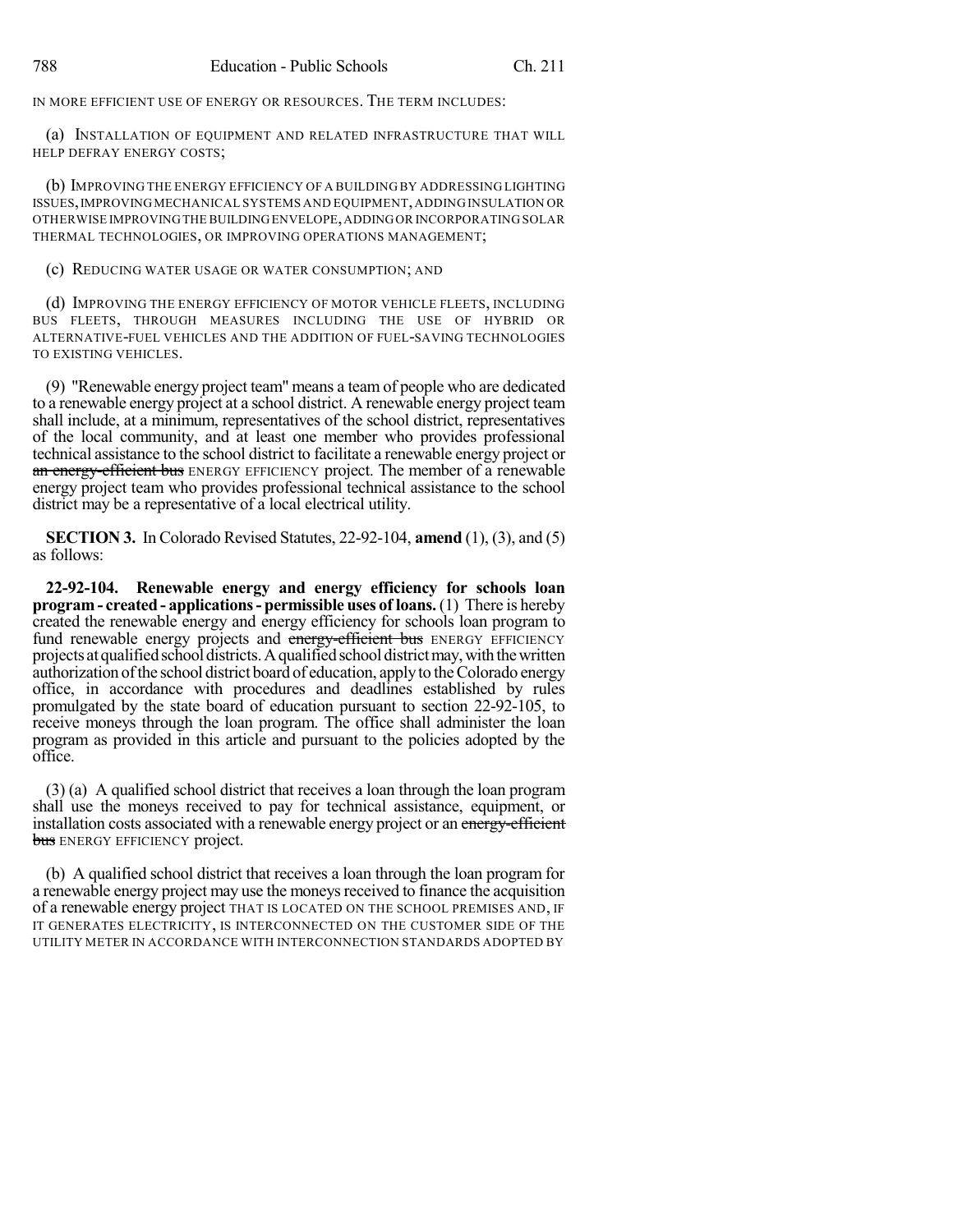IN MORE EFFICIENT USE OF ENERGY OR RESOURCES. THE TERM INCLUDES:

(a) INSTALLATION OF EQUIPMENT AND RELATED INFRASTRUCTURE THAT WILL HELP DEFRAY ENERGY COSTS;

(b) IMPROVING THE ENERGY EFFICIENCY OF A BUILDING BY ADDRESSING LIGHTING ISSUES, IMPROVING MECHANICAL SYSTEMS AND EQUIPMENT, ADDING INSULATION OR OTHERWISE IMPROVING THE BUILDING ENVELOPE, ADDING OR INCORPORATING SOLAR THERMAL TECHNOLOGIES, OR IMPROVING OPERATIONS MANAGEMENT;

(c) REDUCING WATER USAGE OR WATER CONSUMPTION; AND

(d) IMPROVING THE ENERGY EFFICIENCY OF MOTOR VEHICLE FLEETS, INCLUDING BUS FLEETS, THROUGH MEASURES INCLUDING THE USE OF HYBRID OR ALTERNATIVE-FUEL VEHICLES AND THE ADDITION OF FUEL-SAVING TECHNOLOGIES TO EXISTING VEHICLES.

(9) "Renewable energy project team" means a team of people who are dedicated to a renewable energy project at a school district. A renewable energy project team shall include, at a minimum, representatives of the school district, representatives of the local community, and at least one member who provides professional technical assistance to the school district to facilitate a renewable energy project or ~~an energy-efficient bus~~ ENERGY EFFICIENCY project. The member of a renewable energy project team who provides professional technical assistance to the school district may be a representative of a local electrical utility.

**SECTION 3.** In Colorado Revised Statutes, 22-92-104, **amend** (1), (3), and (5) as follows:

**22-92-104. Renewable energy and energy efficiency for schools loan program - created - applications - permissible uses of loans.** (1) There is hereby created the renewable energy and energy efficiency for schools loan program to fund renewable energy projects and ~~energy-efficient bus~~ ENERGY EFFICIENCY projects at qualified school districts. A qualified school district may, with the written authorization of the school district board of education, apply to the Colorado energy office, in accordance with procedures and deadlines established by rules promulgated by the state board of education pursuant to section 22-92-105, to receive moneys through the loan program. The office shall administer the loan program as provided in this article and pursuant to the policies adopted by the office.

(3) (a) A qualified school district that receives a loan through the loan program shall use the moneys received to pay for technical assistance, equipment, or installation costs associated with a renewable energy project or an ~~energy-efficient bus~~ ENERGY EFFICIENCY project.

(b) A qualified school district that receives a loan through the loan program for a renewable energy project may use the moneys received to finance the acquisition of a renewable energy project THAT IS LOCATED ON THE SCHOOL PREMISES AND, IF IT GENERATES ELECTRICITY, IS INTERCONNECTED ON THE CUSTOMER SIDE OF THE UTILITY METER IN ACCORDANCE WITH INTERCONNECTION STANDARDS ADOPTED BY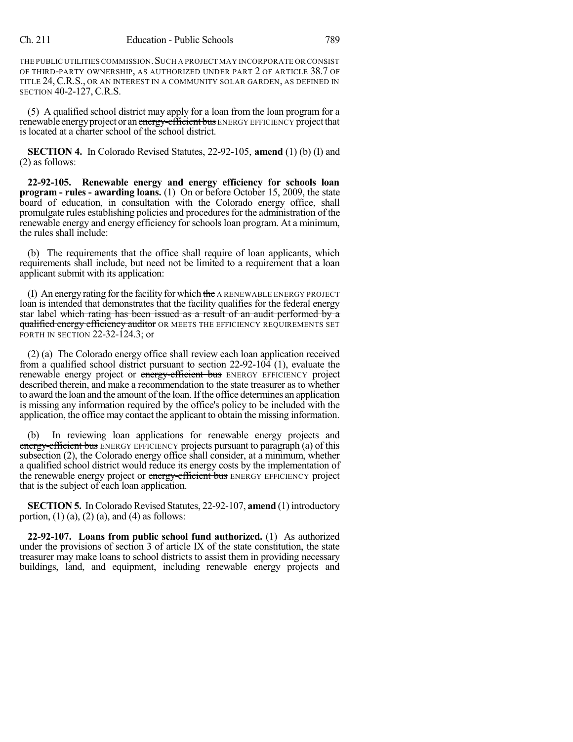THE PUBLIC UTILITIES COMMISSION. SUCH A PROJECT MAY INCORPORATE OR CONSIST OF THIRD-PARTY OWNERSHIP, AS AUTHORIZED UNDER PART 2 OF ARTICLE 38.7 OF TITLE 24, C.R.S., OR AN INTEREST IN A COMMUNITY SOLAR GARDEN, AS DEFINED IN SECTION 40-2-127, C.R.S.

(5) A qualified school district may apply for a loan from the loan program for a renewable energy project or an ~~energy-efficient bus~~ ENERGY EFFICIENCY project that is located at a charter school of the school district.

**SECTION 4.** In Colorado Revised Statutes, 22-92-105, **amend** (1) (b) (I) and (2) as follows:

**22-92-105. Renewable energy and energy efficiency for schools loan program - rules - awarding loans.** (1) On or before October 15, 2009, the state board of education, in consultation with the Colorado energy office, shall promulgate rules establishing policies and procedures for the administration of the renewable energy and energy efficiency for schools loan program. At a minimum, the rules shall include:

(b) The requirements that the office shall require of loan applicants, which requirements shall include, but need not be limited to a requirement that a loan applicant submit with its application:

(I) An energy rating for the facility for which ~~the~~ A RENEWABLE ENERGY PROJECT loan is intended that demonstrates that the facility qualifies for the federal energy star label ~~which rating has been issued as a result of an audit performed by a qualified energy efficiency auditor~~ OR MEETS THE EFFICIENCY REQUIREMENTS SET FORTH IN SECTION 22-32-124.3; or

(2) (a) The Colorado energy office shall review each loan application received from a qualified school district pursuant to section 22-92-104 (1), evaluate the renewable energy project or ~~energy-efficient bus~~ ENERGY EFFICIENCY project described therein, and make a recommendation to the state treasurer as to whether to award the loan and the amount of the loan. If the office determines an application is missing any information required by the office's policy to be included with the application, the office may contact the applicant to obtain the missing information.

(b) In reviewing loan applications for renewable energy projects and ~~energy-efficient bus~~ ENERGY EFFICIENCY projects pursuant to paragraph (a) of this subsection (2), the Colorado energy office shall consider, at a minimum, whether a qualified school district would reduce its energy costs by the implementation of the renewable energy project or ~~energy-efficient bus~~ ENERGY EFFICIENCY project that is the subject of each loan application.

**SECTION 5.** In Colorado Revised Statutes, 22-92-107, **amend** (1) introductory portion, (1) (a), (2) (a), and (4) as follows:

**22-92-107. Loans from public school fund authorized.** (1) As authorized under the provisions of section 3 of article IX of the state constitution, the state treasurer may make loans to school districts to assist them in providing necessary buildings, land, and equipment, including renewable energy projects and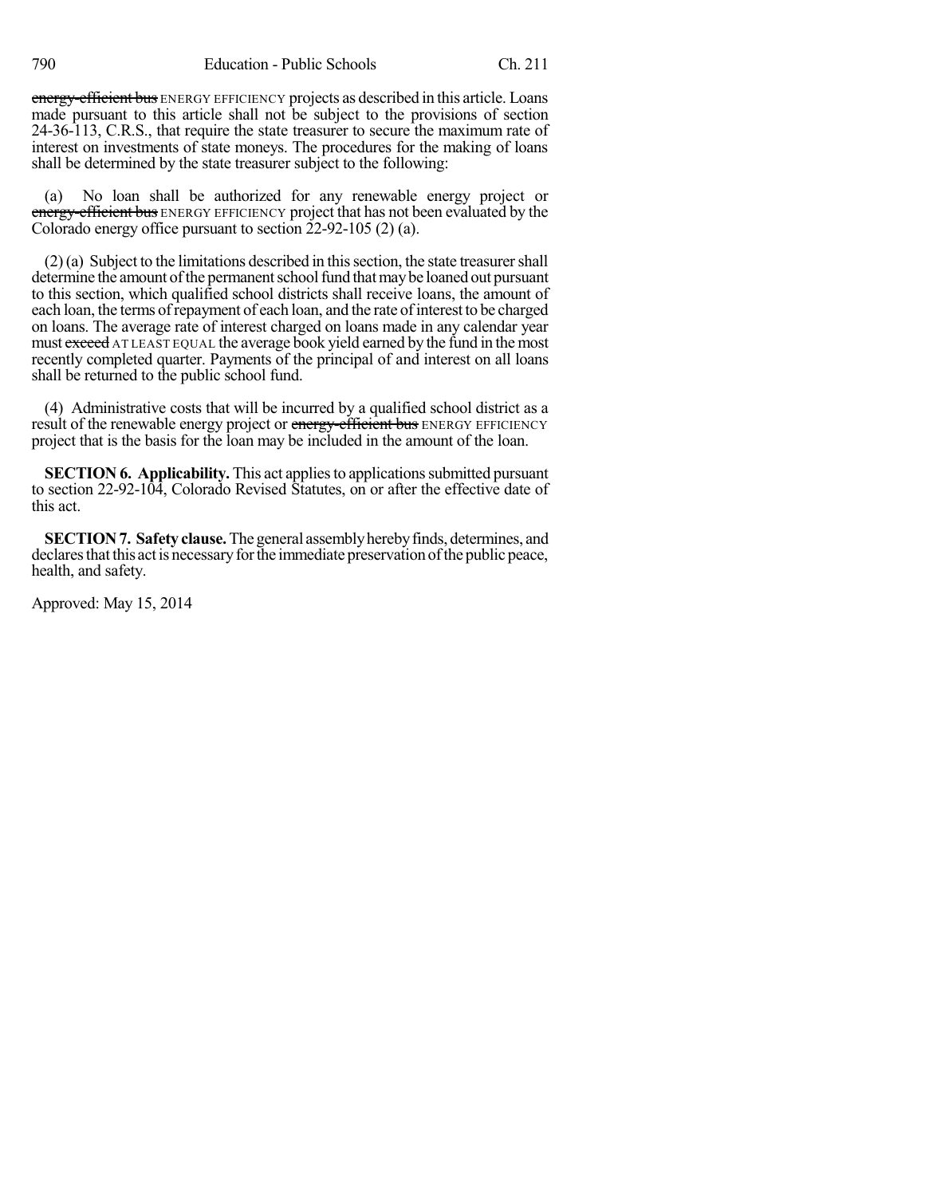~~energy-efficient bus~~ ENERGY EFFICIENCY projects as described in this article. Loans made pursuant to this article shall not be subject to the provisions of section 24-36-113, C.R.S., that require the state treasurer to secure the maximum rate of interest on investments of state moneys. The procedures for the making of loans shall be determined by the state treasurer subject to the following:

(a) No loan shall be authorized for any renewable energy project or ~~energy-efficient bus~~ ENERGY EFFICIENCY project that has not been evaluated by the Colorado energy office pursuant to section 22-92-105 (2) (a).

(2) (a) Subject to the limitations described in this section, the state treasurer shall determine the amount of the permanent school fund that may be loaned out pursuant to this section, which qualified school districts shall receive loans, the amount of each loan, the terms of repayment of each loan, and the rate of interest to be charged on loans. The average rate of interest charged on loans made in any calendar year must ~~exceed~~ AT LEAST EQUAL the average book yield earned by the fund in the most recently completed quarter. Payments of the principal of and interest on all loans shall be returned to the public school fund.

(4) Administrative costs that will be incurred by a qualified school district as a result of the renewable energy project or ~~energy-efficient bus~~ ENERGY EFFICIENCY project that is the basis for the loan may be included in the amount of the loan.

**SECTION 6. Applicability.** This act applies to applications submitted pursuant to section 22-92-104, Colorado Revised Statutes, on or after the effective date of this act.

**SECTION 7. Safety clause.** The general assembly hereby finds, determines, and declares that this act is necessary for the immediate preservation of the public peace, health, and safety.

Approved: May 15, 2014